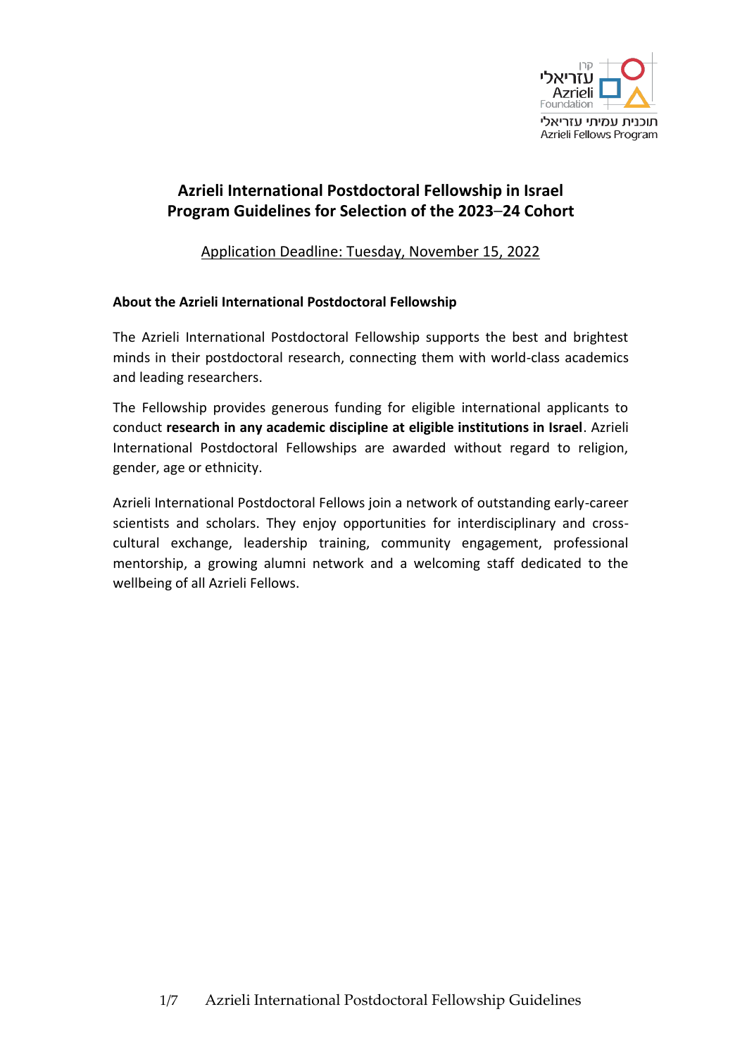קרן עזריאלי
Azrieli Foundation
תוכנית עמיתי עזריאלי
Azrieli Fellows Program

# Azrieli International Postdoctoral Fellowship in Israel
# Program Guidelines for Selection of the 2023–24 Cohort

Application Deadline: Tuesday, November 15, 2022

## About the Azrieli International Postdoctoral Fellowship

The Azrieli International Postdoctoral Fellowship supports the best and brightest minds in their postdoctoral research, connecting them with world-class academics and leading researchers.

The Fellowship provides generous funding for eligible international applicants to conduct **research in any academic discipline at eligible institutions in Israel**. Azrieli International Postdoctoral Fellowships are awarded without regard to religion, gender, age or ethnicity.

Azrieli International Postdoctoral Fellows join a network of outstanding early-career scientists and scholars. They enjoy opportunities for interdisciplinary and cross-cultural exchange, leadership training, community engagement, professional mentorship, a growing alumni network and a welcoming staff dedicated to the wellbeing of all Azrieli Fellows.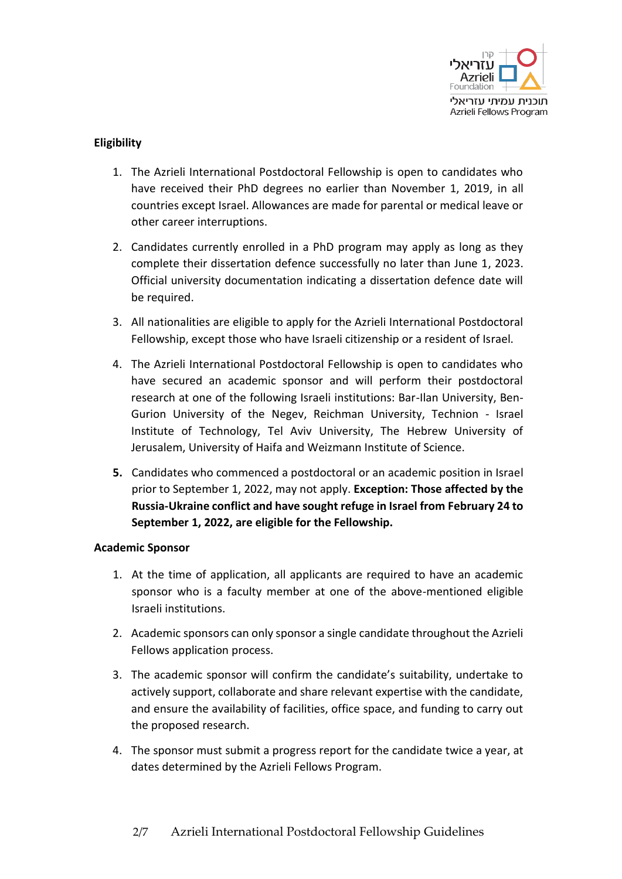## Eligibility

1. The Azrieli International Postdoctoral Fellowship is open to candidates who have received their PhD degrees no earlier than November 1, 2019, in all countries except Israel. Allowances are made for parental or medical leave or other career interruptions.
2. Candidates currently enrolled in a PhD program may apply as long as they complete their dissertation defence successfully no later than June 1, 2023. Official university documentation indicating a dissertation defence date will be required.
3. All nationalities are eligible to apply for the Azrieli International Postdoctoral Fellowship, except those who have Israeli citizenship or a resident of Israel.
4. The Azrieli International Postdoctoral Fellowship is open to candidates who have secured an academic sponsor and will perform their postdoctoral research at one of the following Israeli institutions: Bar-Ilan University, Ben-Gurion University of the Negev, Reichman University, Technion - Israel Institute of Technology, Tel Aviv University, The Hebrew University of Jerusalem, University of Haifa and Weizmann Institute of Science.
5. Candidates who commenced a postdoctoral or an academic position in Israel prior to September 1, 2022, may not apply. **Exception: Those affected by the Russia-Ukraine conflict and have sought refuge in Israel from February 24 to September 1, 2022, are eligible for the Fellowship.**

## Academic Sponsor

1. At the time of application, all applicants are required to have an academic sponsor who is a faculty member at one of the above-mentioned eligible Israeli institutions.
2. Academic sponsors can only sponsor a single candidate throughout the Azrieli Fellows application process.
3. The academic sponsor will confirm the candidate's suitability, undertake to actively support, collaborate and share relevant expertise with the candidate, and ensure the availability of facilities, office space, and funding to carry out the proposed research.
4. The sponsor must submit a progress report for the candidate twice a year, at dates determined by the Azrieli Fellows Program.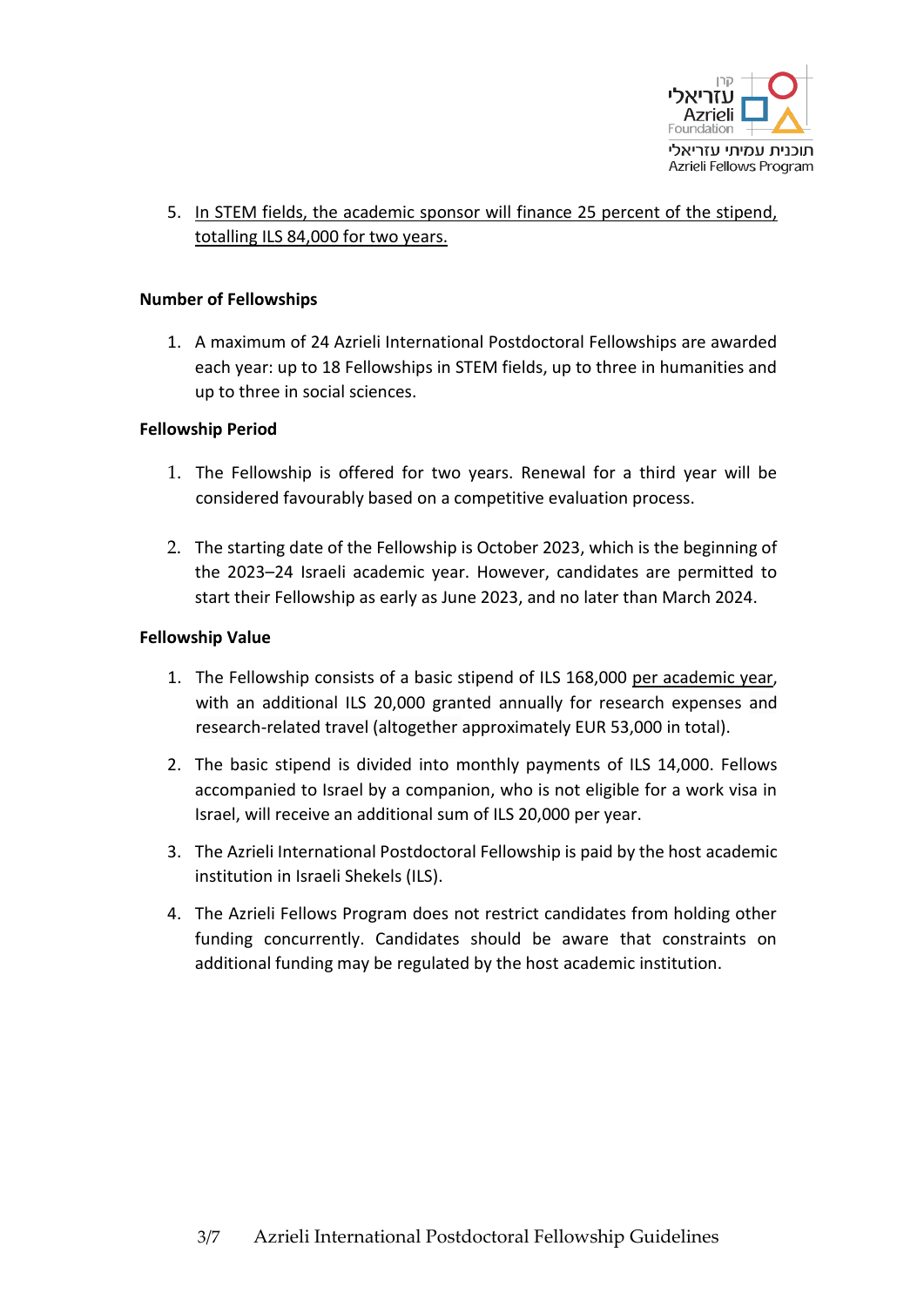5. In STEM fields, the academic sponsor will finance 25 percent of the stipend, totalling ILS 84,000 for two years.

**Number of Fellowships**

1. A maximum of 24 Azrieli International Postdoctoral Fellowships are awarded each year: up to 18 Fellowships in STEM fields, up to three in humanities and up to three in social sciences.

**Fellowship Period**

1. The Fellowship is offered for two years. Renewal for a third year will be considered favourably based on a competitive evaluation process.

2. The starting date of the Fellowship is October 2023, which is the beginning of the 2023–24 Israeli academic year. However, candidates are permitted to start their Fellowship as early as June 2023, and no later than March 2024.

**Fellowship Value**

1. The Fellowship consists of a basic stipend of ILS 168,000 per academic year, with an additional ILS 20,000 granted annually for research expenses and research-related travel (altogether approximately EUR 53,000 in total).

2. The basic stipend is divided into monthly payments of ILS 14,000. Fellows accompanied to Israel by a companion, who is not eligible for a work visa in Israel, will receive an additional sum of ILS 20,000 per year.

3. The Azrieli International Postdoctoral Fellowship is paid by the host academic institution in Israeli Shekels (ILS).

4. The Azrieli Fellows Program does not restrict candidates from holding other funding concurrently. Candidates should be aware that constraints on additional funding may be regulated by the host academic institution.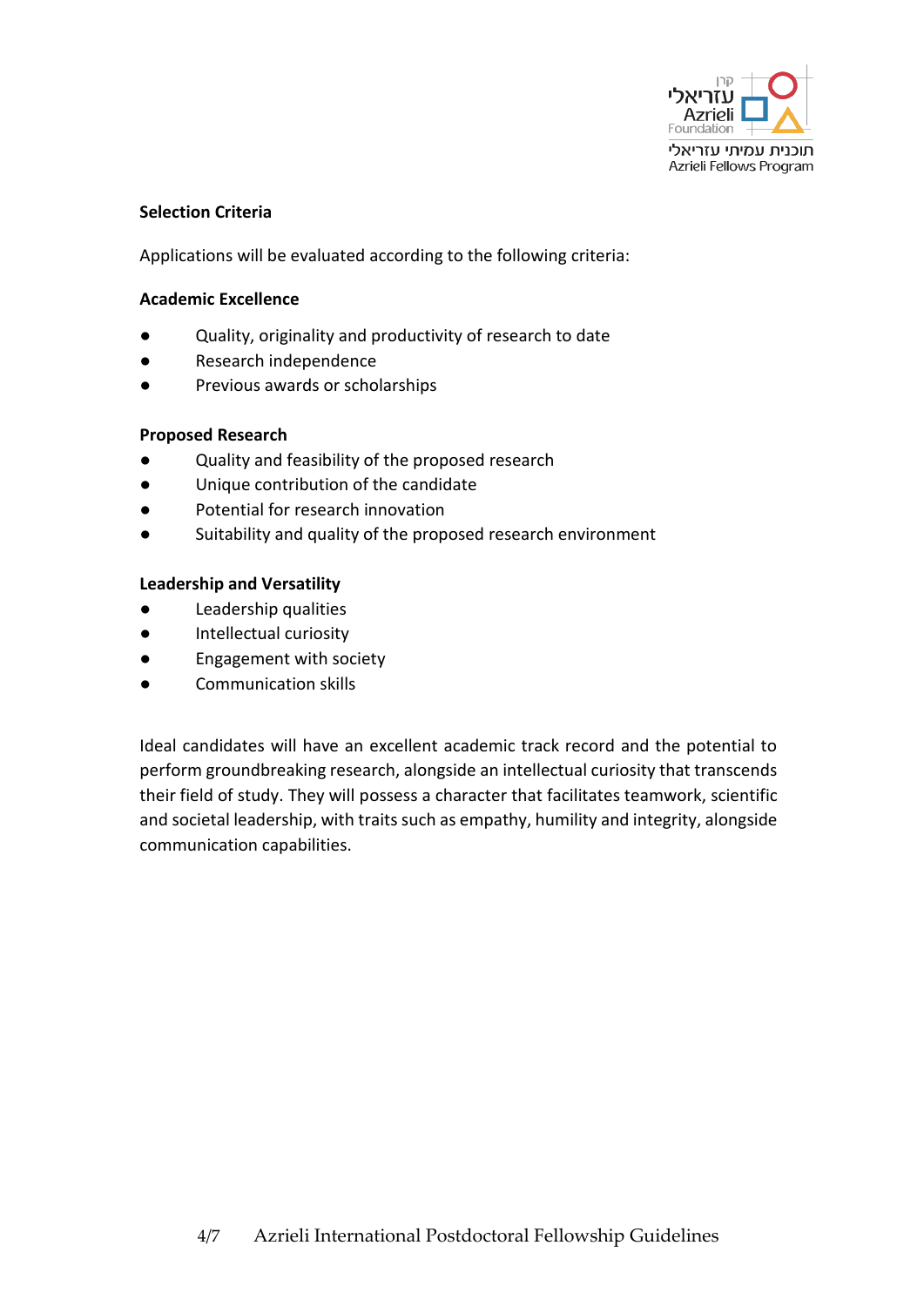**Selection Criteria**

Applications will be evaluated according to the following criteria:

**Academic Excellence**

- Quality, originality and productivity of research to date
- Research independence
- Previous awards or scholarships

**Proposed Research**

- Quality and feasibility of the proposed research
- Unique contribution of the candidate
- Potential for research innovation
- Suitability and quality of the proposed research environment

**Leadership and Versatility**

- Leadership qualities
- Intellectual curiosity
- Engagement with society
- Communication skills

Ideal candidates will have an excellent academic track record and the potential to perform groundbreaking research, alongside an intellectual curiosity that transcends their field of study. They will possess a character that facilitates teamwork, scientific and societal leadership, with traits such as empathy, humility and integrity, alongside communication capabilities.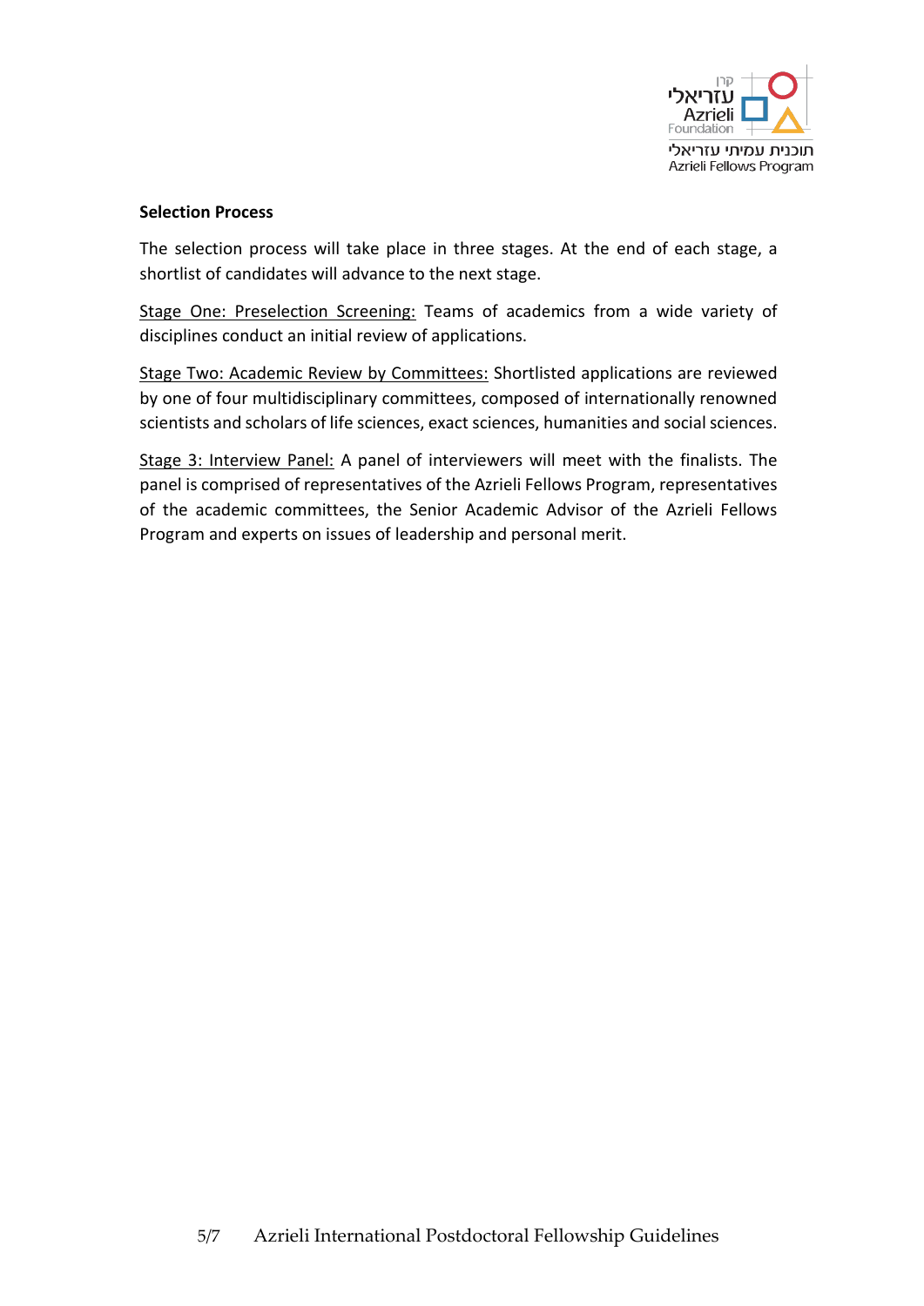**Selection Process**

The selection process will take place in three stages. At the end of each stage, a shortlist of candidates will advance to the next stage.

<u>Stage One: Preselection Screening:</u> Teams of academics from a wide variety of disciplines conduct an initial review of applications.

<u>Stage Two: Academic Review by Committees:</u> Shortlisted applications are reviewed by one of four multidisciplinary committees, composed of internationally renowned scientists and scholars of life sciences, exact sciences, humanities and social sciences.

<u>Stage 3: Interview Panel:</u> A panel of interviewers will meet with the finalists. The panel is comprised of representatives of the Azrieli Fellows Program, representatives of the academic committees, the Senior Academic Advisor of the Azrieli Fellows Program and experts on issues of leadership and personal merit.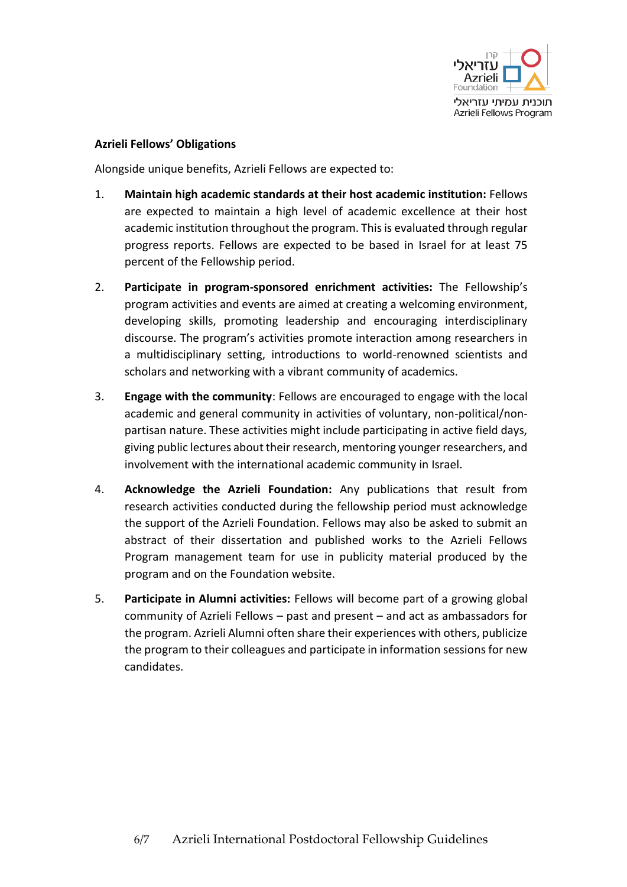## Azrieli Fellows' Obligations

Alongside unique benefits, Azrieli Fellows are expected to:

1. **Maintain high academic standards at their host academic institution:** Fellows are expected to maintain a high level of academic excellence at their host academic institution throughout the program. This is evaluated through regular progress reports. Fellows are expected to be based in Israel for at least 75 percent of the Fellowship period.

2. **Participate in program-sponsored enrichment activities:** The Fellowship's program activities and events are aimed at creating a welcoming environment, developing skills, promoting leadership and encouraging interdisciplinary discourse. The program's activities promote interaction among researchers in a multidisciplinary setting, introductions to world-renowned scientists and scholars and networking with a vibrant community of academics.

3. **Engage with the community**: Fellows are encouraged to engage with the local academic and general community in activities of voluntary, non-political/non-partisan nature. These activities might include participating in active field days, giving public lectures about their research, mentoring younger researchers, and involvement with the international academic community in Israel.

4. **Acknowledge the Azrieli Foundation:** Any publications that result from research activities conducted during the fellowship period must acknowledge the support of the Azrieli Foundation. Fellows may also be asked to submit an abstract of their dissertation and published works to the Azrieli Fellows Program management team for use in publicity material produced by the program and on the Foundation website.

5. **Participate in Alumni activities:** Fellows will become part of a growing global community of Azrieli Fellows – past and present – and act as ambassadors for the program. Azrieli Alumni often share their experiences with others, publicize the program to their colleagues and participate in information sessions for new candidates.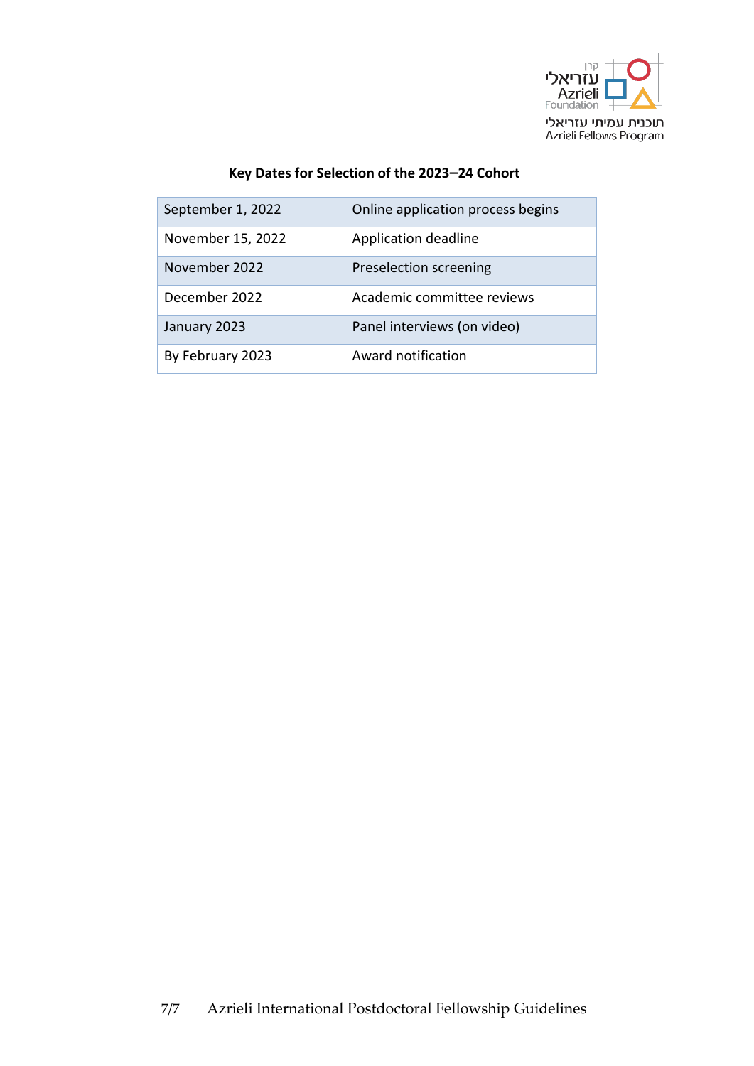### Key Dates for Selection of the 2023–24 Cohort

| | |
|---|---|
| September 1, 2022 | Online application process begins |
| November 15, 2022 | Application deadline |
| November 2022 | Preselection screening |
| December 2022 | Academic committee reviews |
| January 2023 | Panel interviews (on video) |
| By February 2023 | Award notification |